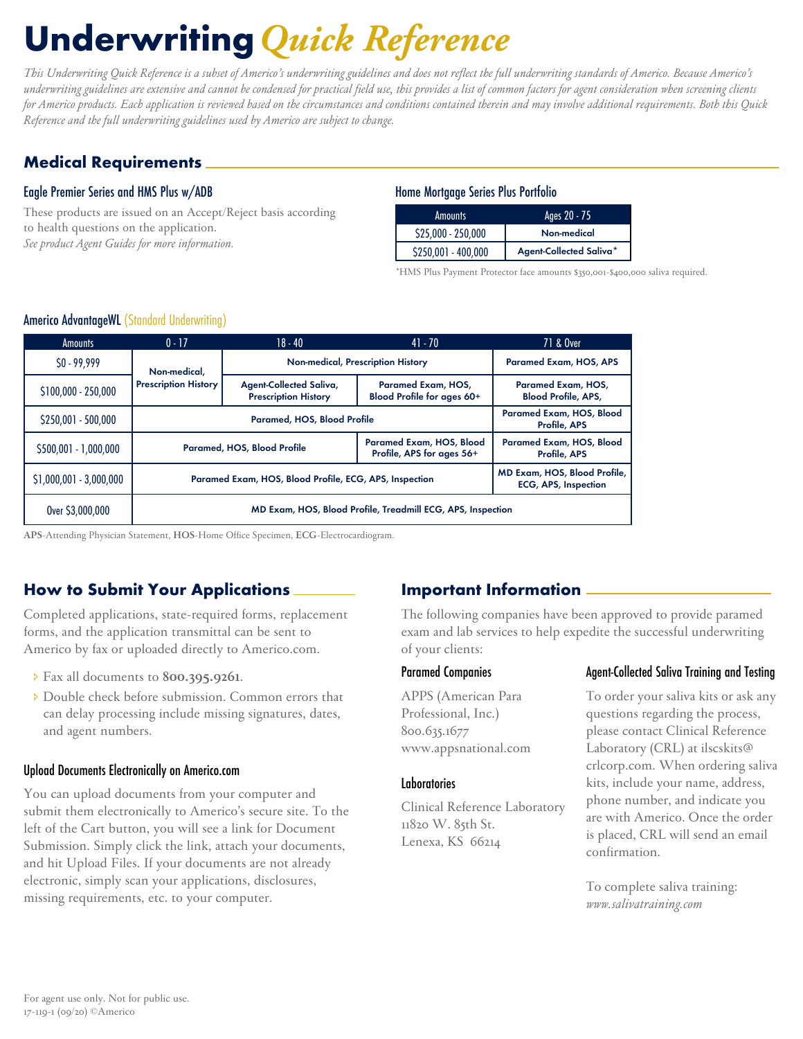# Underwriting *Quick Reference*

*This Underwriting Quick Reference is a subset of Americo's underwriting guidelines and does not reflect the full underwriting standards of Americo. Because Americo's underwriting guidelines are extensive and cannot be condensed for practical field use, this provides a list of common factors for agent consideration when screening clients for Americo products. Each application is reviewed based on the circumstances and conditions contained therein and may involve additional requirements. Both this Quick Reference and the full underwriting guidelines used by Americo are subject to change.*

## Medical Requirements

### Eagle Premier Series and HMS Plus w/ADB

These products are issued on an Accept/Reject basis according to health questions on the application.
*See product Agent Guides for more information.*

### Home Mortgage Series Plus Portfolio

| Amounts | Ages 20 - 75 |
|---|---|
| $25,000 - 250,000 | Non-medical |
| $250,001 - 400,000 | Agent-Collected Saliva* |

*HMS Plus Payment Protector face amounts $350,001-$400,000 saliva required.

### Americo AdvantageWL (Standard Underwriting)

| Amounts | 0 - 17 | 18 - 40 | 41 - 70 | 71 & Over |
|---|---|---|---|---|
| $0 - 99,999 | Non-medical, Prescription History | Non-medical, Prescription History | Non-medical, Prescription History | Paramed Exam, HOS, APS |
| $100,000 - 250,000 | Non-medical, Prescription History | Agent-Collected Saliva, Prescription History | Paramed Exam, HOS, Blood Profile for ages 60+ | Paramed Exam, HOS, Blood Profile, APS, |
| $250,001 - 500,000 | Paramed, HOS, Blood Profile | Paramed, HOS, Blood Profile | Paramed, HOS, Blood Profile | Paramed Exam, HOS, Blood Profile, APS |
| $500,001 - 1,000,000 | Paramed, HOS, Blood Profile | Paramed, HOS, Blood Profile | Paramed Exam, HOS, Blood Profile, APS for ages 56+ | Paramed Exam, HOS, Blood Profile, APS |
| $1,000,001 - 3,000,000 | Paramed Exam, HOS, Blood Profile, ECG, APS, Inspection | Paramed Exam, HOS, Blood Profile, ECG, APS, Inspection | Paramed Exam, HOS, Blood Profile, ECG, APS, Inspection | MD Exam, HOS, Blood Profile, ECG, APS, Inspection |
| Over $3,000,000 | MD Exam, HOS, Blood Profile, Treadmill ECG, APS, Inspection | MD Exam, HOS, Blood Profile, Treadmill ECG, APS, Inspection | MD Exam, HOS, Blood Profile, Treadmill ECG, APS, Inspection | MD Exam, HOS, Blood Profile, Treadmill ECG, APS, Inspection |

**APS**-Attending Physician Statement, **HOS**-Home Office Specimen, **ECG**-Electrocardiogram.

## How to Submit Your Applications

Completed applications, state-required forms, replacement forms, and the application transmittal can be sent to Americo by fax or uploaded directly to Americo.com.

- Fax all documents to **800.395.9261**.
- Double check before submission. Common errors that can delay processing include missing signatures, dates, and agent numbers.

### Upload Documents Electronically on Americo.com

You can upload documents from your computer and submit them electronically to Americo's secure site. To the left of the Cart button, you will see a link for Document Submission. Simply click the link, attach your documents, and hit Upload Files. If your documents are not already electronic, simply scan your applications, disclosures, missing requirements, etc. to your computer.

## Important Information

The following companies have been approved to provide paramed exam and lab services to help expedite the successful underwriting of your clients:

### Paramed Companies

APPS (American Para Professional, Inc.)
800.635.1677
www.appsnational.com

### Laboratories

Clinical Reference Laboratory
11820 W. 85th St.
Lenexa, KS 66214

### Agent-Collected Saliva Training and Testing

To order your saliva kits or ask any questions regarding the process, please contact Clinical Reference Laboratory (CRL) at ilscskits@crlcorp.com. When ordering saliva kits, include your name, address, phone number, and indicate you are with Americo. Once the order is placed, CRL will send an email confirmation.

To complete saliva training: *www.salivatraining.com*

For agent use only. Not for public use.
17-119-1 (09/20) ©Americo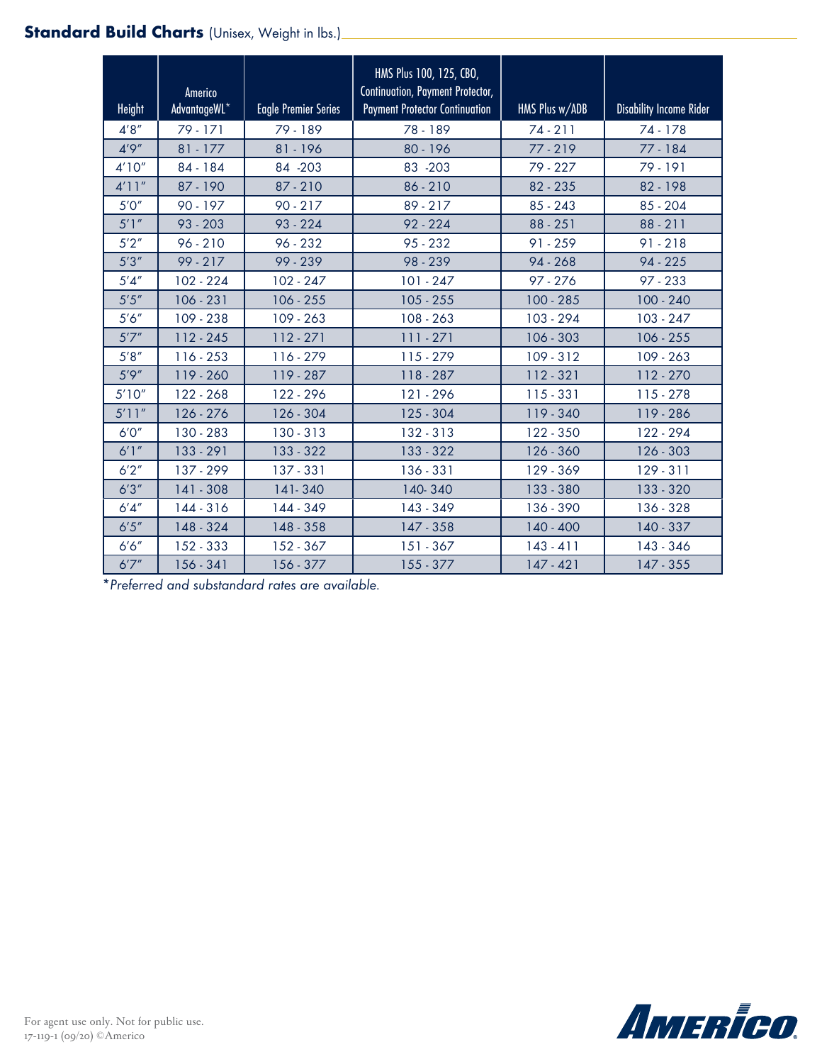**Standard Build Charts** (Unisex, Weight in lbs.)

| Height | Americo AdvantageWL* | Eagle Premier Series | HMS Plus 100, 125, CBO, Continuation, Payment Protector, Payment Protector Continuation | HMS Plus w/ADB | Disability Income Rider |
|---|---|---|---|---|---|
| 4'8" | 79 - 171 | 79 - 189 | 78 - 189 | 74 - 211 | 74 - 178 |
| 4'9" | 81 - 177 | 81 - 196 | 80 - 196 | 77 - 219 | 77 - 184 |
| 4'10" | 84 - 184 | 84 -203 | 83 -203 | 79 - 227 | 79 - 191 |
| 4'11" | 87 - 190 | 87 - 210 | 86 - 210 | 82 - 235 | 82 - 198 |
| 5'0" | 90 - 197 | 90 - 217 | 89 - 217 | 85 - 243 | 85 - 204 |
| 5'1" | 93 - 203 | 93 - 224 | 92 - 224 | 88 - 251 | 88 - 211 |
| 5'2" | 96 - 210 | 96 - 232 | 95 - 232 | 91 - 259 | 91 - 218 |
| 5'3" | 99 - 217 | 99 - 239 | 98 - 239 | 94 - 268 | 94 - 225 |
| 5'4" | 102 - 224 | 102 - 247 | 101 - 247 | 97 - 276 | 97 - 233 |
| 5'5" | 106 - 231 | 106 - 255 | 105 - 255 | 100 - 285 | 100 - 240 |
| 5'6" | 109 - 238 | 109 - 263 | 108 - 263 | 103 - 294 | 103 - 247 |
| 5'7" | 112 - 245 | 112 - 271 | 111 - 271 | 106 - 303 | 106 - 255 |
| 5'8" | 116 - 253 | 116 - 279 | 115 - 279 | 109 - 312 | 109 - 263 |
| 5'9" | 119 - 260 | 119 - 287 | 118 - 287 | 112 - 321 | 112 - 270 |
| 5'10" | 122 - 268 | 122 - 296 | 121 - 296 | 115 - 331 | 115 - 278 |
| 5'11" | 126 - 276 | 126 - 304 | 125 - 304 | 119 - 340 | 119 - 286 |
| 6'0" | 130 - 283 | 130 - 313 | 132 - 313 | 122 - 350 | 122 - 294 |
| 6'1" | 133 - 291 | 133 - 322 | 133 - 322 | 126 - 360 | 126 - 303 |
| 6'2" | 137 - 299 | 137 - 331 | 136 - 331 | 129 - 369 | 129 - 311 |
| 6'3" | 141 - 308 | 141- 340 | 140- 340 | 133 - 380 | 133 - 320 |
| 6'4" | 144 - 316 | 144 - 349 | 143 - 349 | 136 - 390 | 136 - 328 |
| 6'5" | 148 - 324 | 148 - 358 | 147 - 358 | 140 - 400 | 140 - 337 |
| 6'6" | 152 - 333 | 152 - 367 | 151 - 367 | 143 - 411 | 143 - 346 |
| 6'7" | 156 - 341 | 156 - 377 | 155 - 377 | 147 - 421 | 147 - 355 |

*\*Preferred and substandard rates are available.*

For agent use only. Not for public use.
17-119-1 (09/20) ©Americo

AMERICO